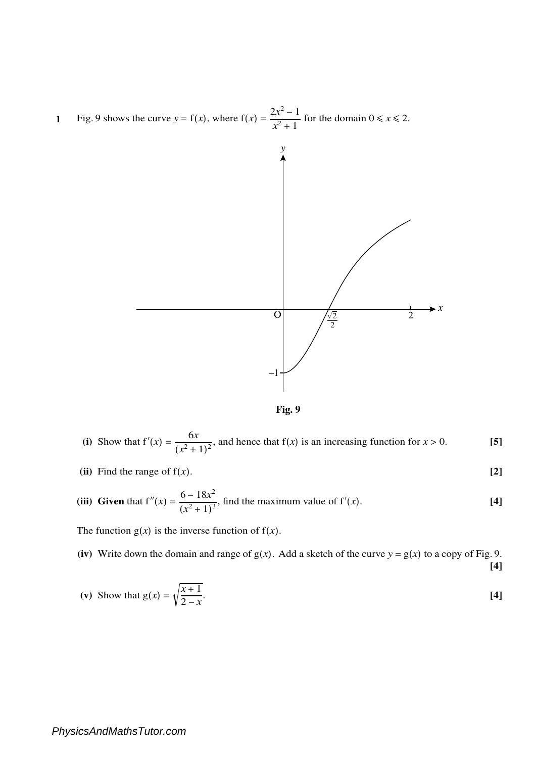**1** Fig. 9 shows the curve $y = \mathrm{f}(x)$, where $\mathrm{f}(x) = \dfrac{2x^2 - 1}{x^2 + 1}$ for the domain $0 \leqslant x \leqslant 2$.

**Fig. 9**

**(i)** Show that $\mathrm{f}'(x) = \dfrac{6x}{(x^2 + 1)^2}$, and hence that $\mathrm{f}(x)$ is an increasing function for $x > 0$. **[5]**

**(ii)** Find the range of $\mathrm{f}(x)$. **[2]**

**(iii)** **Given** that $\mathrm{f}''(x) = \dfrac{6 - 18x^2}{(x^2 + 1)^3}$, find the maximum value of $\mathrm{f}'(x)$. **[4]**

The function $\mathrm{g}(x)$ is the inverse function of $\mathrm{f}(x)$.

**(iv)** Write down the domain and range of $\mathrm{g}(x)$. Add a sketch of the curve $y = \mathrm{g}(x)$ to a copy of Fig. 9. **[4]**

**(v)** Show that $\mathrm{g}(x) = \sqrt{\dfrac{x + 1}{2 - x}}$. **[4]**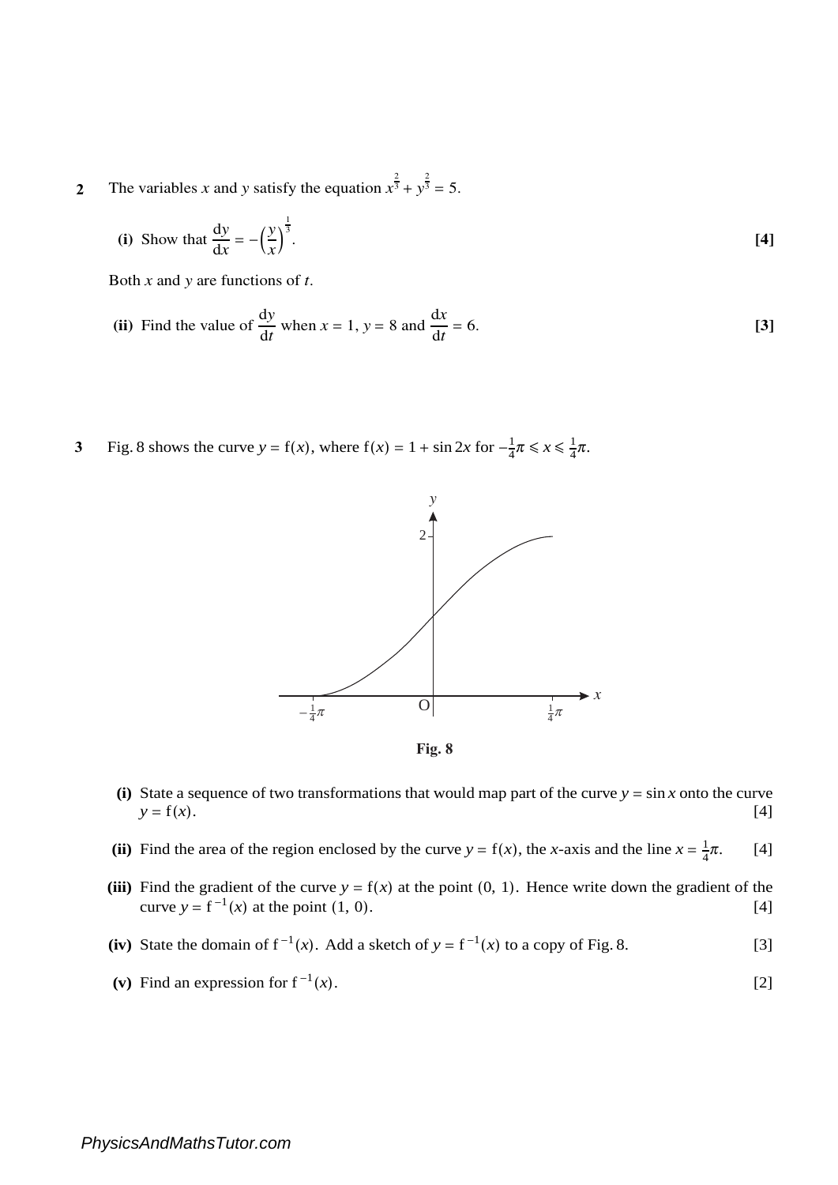**2** The variables $x$ and $y$ satisfy the equation $x^{\frac{2}{3}} + y^{\frac{2}{3}} = 5$.

**(i)** Show that $\dfrac{dy}{dx} = -\left(\dfrac{y}{x}\right)^{\frac{1}{3}}$. **[4]**

Both $x$ and $y$ are functions of $t$.

**(ii)** Find the value of $\dfrac{dy}{dt}$ when $x = 1$, $y = 8$ and $\dfrac{dx}{dt} = 6$. **[3]**

**3** Fig. 8 shows the curve $y = f(x)$, where $f(x) = 1 + \sin 2x$ for $-\frac{1}{4}\pi \leqslant x \leqslant \frac{1}{4}\pi$.

y

2

O

x

$-\frac{1}{4}\pi$

$\frac{1}{4}\pi$

**Fig. 8**

**(i)** State a sequence of two transformations that would map part of the curve $y = \sin x$ onto the curve $y = f(x)$. [4]

**(ii)** Find the area of the region enclosed by the curve $y = f(x)$, the $x$-axis and the line $x = \frac{1}{4}\pi$. [4]

**(iii)** Find the gradient of the curve $y = f(x)$ at the point $(0, 1)$. Hence write down the gradient of the curve $y = f^{-1}(x)$ at the point $(1, 0)$. [4]

**(iv)** State the domain of $f^{-1}(x)$. Add a sketch of $y = f^{-1}(x)$ to a copy of Fig. 8. [3]

**(v)** Find an expression for $f^{-1}(x)$. [2]